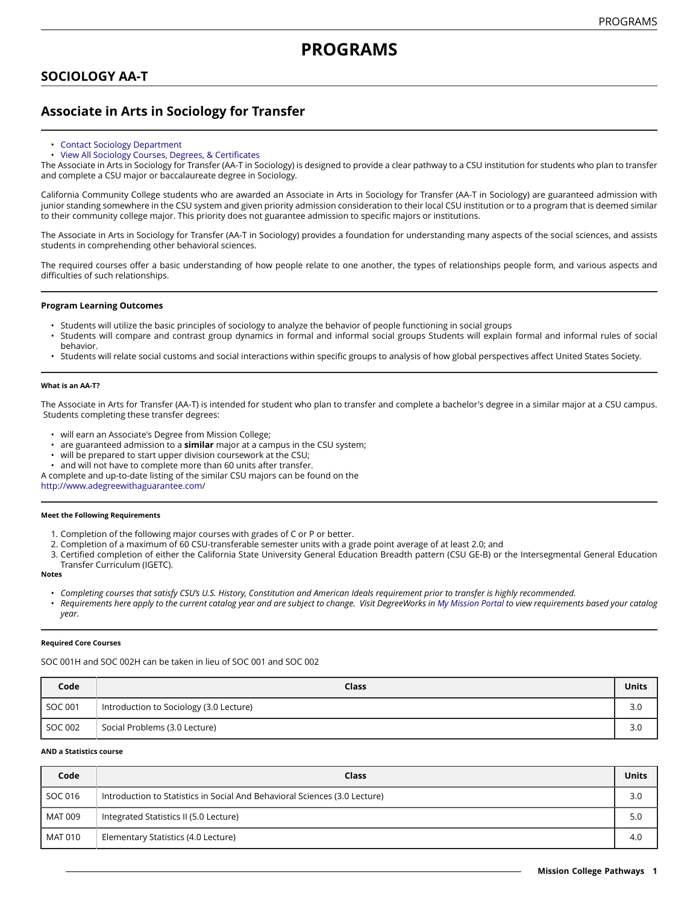# PROGRAMS

## SOCIOLOGY AA-T

## Associate in Arts in Sociology for Transfer

- Contact Sociology Department
- View All Sociology Courses, Degrees, & Certificates

The Associate in Arts in Sociology for Transfer (AA-T in Sociology) is designed to provide a clear pathway to a CSU institution for students who plan to transfer and complete a CSU major or baccalaureate degree in Sociology.

California Community College students who are awarded an Associate in Arts in Sociology for Transfer (AA-T in Sociology) are guaranteed admission with junior standing somewhere in the CSU system and given priority admission consideration to their local CSU institution or to a program that is deemed similar to their community college major. This priority does not guarantee admission to specific majors or institutions.

The Associate in Arts in Sociology for Transfer (AA-T in Sociology) provides a foundation for understanding many aspects of the social sciences, and assists students in comprehending other behavioral sciences.

The required courses offer a basic understanding of how people relate to one another, the types of relationships people form, and various aspects and difficulties of such relationships.

#### Program Learning Outcomes

- Students will utilize the basic principles of sociology to analyze the behavior of people functioning in social groups
- Students will compare and contrast group dynamics in formal and informal social groups Students will explain formal and informal rules of social behavior.
- Students will relate social customs and social interactions within specific groups to analysis of how global perspectives affect United States Society.

##### What is an AA-T?

The Associate in Arts for Transfer (AA-T) is intended for student who plan to transfer and complete a bachelor's degree in a similar major at a CSU campus. Students completing these transfer degrees:

- will earn an Associate's Degree from Mission College;
- are guaranteed admission to a **similar** major at a campus in the CSU system;
- will be prepared to start upper division coursework at the CSU;
- and will not have to complete more than 60 units after transfer.

A complete and up-to-date listing of the similar CSU majors can be found on the http://www.adegreewithaguarantee.com/

##### Meet the Following Requirements

1. Completion of the following major courses with grades of C or P or better.
2. Completion of a maximum of 60 CSU-transferable semester units with a grade point average of at least 2.0; and
3. Certified completion of either the California State University General Education Breadth pattern (CSU GE-B) or the Intersegmental General Education Transfer Curriculum (IGETC).

**Notes**

- *Completing courses that satisfy CSU's U.S. History, Constitution and American Ideals requirement prior to transfer is highly recommended.*
- *Requirements here apply to the current catalog year and are subject to change. Visit DegreeWorks in My Mission Portal to view requirements based your catalog year.*

##### Required Core Courses

SOC 001H and SOC 002H can be taken in lieu of SOC 001 and SOC 002

| Code | Class | Units |
|---|---|---|
| SOC 001 | Introduction to Sociology (3.0 Lecture) | 3.0 |
| SOC 002 | Social Problems (3.0 Lecture) | 3.0 |

**AND a Statistics course**

| Code | Class | Units |
|---|---|---|
| SOC 016 | Introduction to Statistics in Social And Behavioral Sciences (3.0 Lecture) | 3.0 |
| MAT 009 | Integrated Statistics II (5.0 Lecture) | 5.0 |
| MAT 010 | Elementary Statistics (4.0 Lecture) | 4.0 |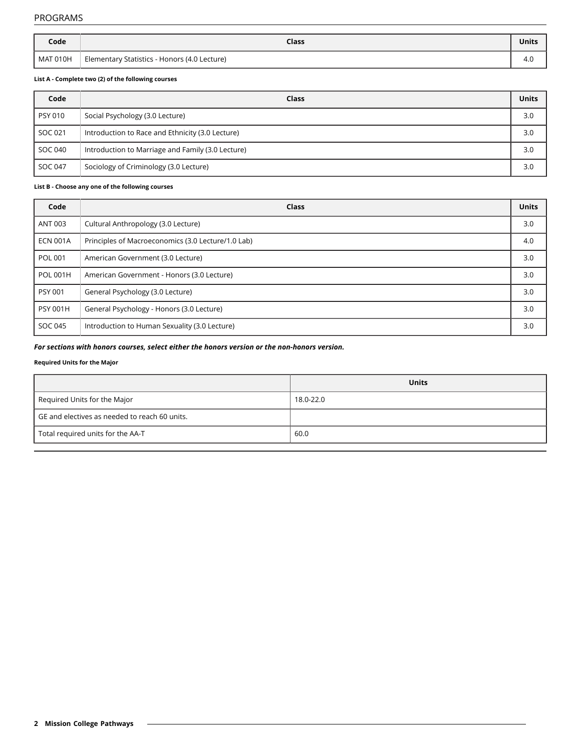| Code | Class | Units |
|---|---|---|
| MAT 010H | Elementary Statistics - Honors (4.0 Lecture) | 4.0 |

**List A - Complete two (2) of the following courses**

| Code | Class | Units |
|---|---|---|
| PSY 010 | Social Psychology (3.0 Lecture) | 3.0 |
| SOC 021 | Introduction to Race and Ethnicity (3.0 Lecture) | 3.0 |
| SOC 040 | Introduction to Marriage and Family (3.0 Lecture) | 3.0 |
| SOC 047 | Sociology of Criminology (3.0 Lecture) | 3.0 |

**List B - Choose any one of the following courses**

| Code | Class | Units |
|---|---|---|
| ANT 003 | Cultural Anthropology (3.0 Lecture) | 3.0 |
| ECN 001A | Principles of Macroeconomics (3.0 Lecture/1.0 Lab) | 4.0 |
| POL 001 | American Government (3.0 Lecture) | 3.0 |
| POL 001H | American Government - Honors (3.0 Lecture) | 3.0 |
| PSY 001 | General Psychology (3.0 Lecture) | 3.0 |
| PSY 001H | General Psychology - Honors (3.0 Lecture) | 3.0 |
| SOC 045 | Introduction to Human Sexuality (3.0 Lecture) | 3.0 |

***For sections with honors courses, select either the honors version or the non-honors version.***

**Required Units for the Major**

| | Units |
|---|---|
| Required Units for the Major | 18.0-22.0 |
| GE and electives as needed to reach 60 units. | |
| Total required units for the AA-T | 60.0 |